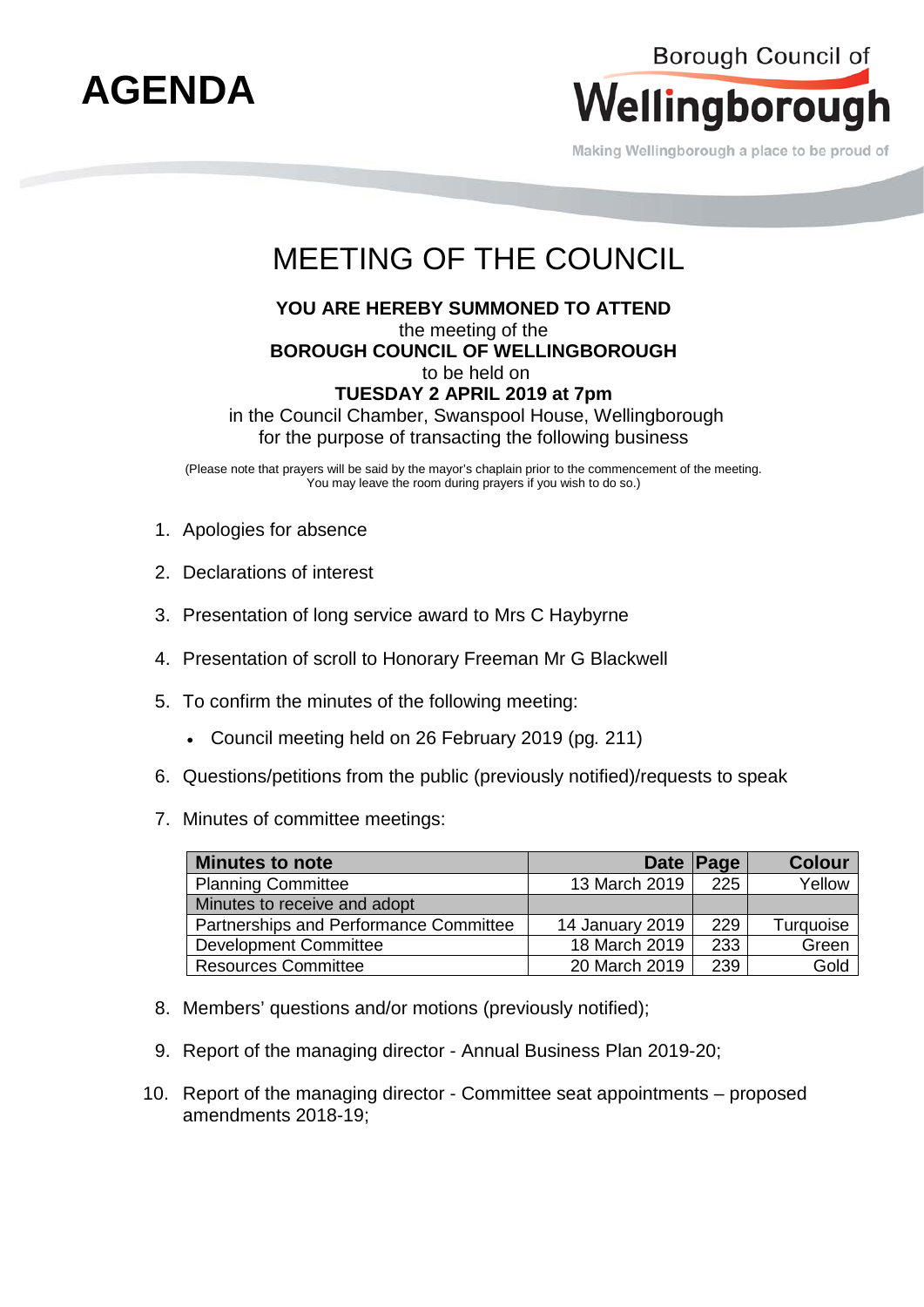# AGENDA

Borough Council of **Wellingborough**

Making Wellingborough a place to be proud of

## MEETING OF THE COUNCIL

**YOU ARE HEREBY SUMMONED TO ATTEND**
the meeting of the
**BOROUGH COUNCIL OF WELLINGBOROUGH**
to be held on
**TUESDAY 2 APRIL 2019 at 7pm**
in the Council Chamber, Swanspool House, Wellingborough
for the purpose of transacting the following business

(Please note that prayers will be said by the mayor's chaplain prior to the commencement of the meeting. You may leave the room during prayers if you wish to do so.)

1. Apologies for absence

2. Declarations of interest

3. Presentation of long service award to Mrs C Haybyrne

4. Presentation of scroll to Honorary Freeman Mr G Blackwell

5. To confirm the minutes of the following meeting:

   - Council meeting held on 26 February 2019 (pg. 211)

6. Questions/petitions from the public (previously notified)/requests to speak

7. Minutes of committee meetings:

| Minutes to note | Date | Page | Colour |
|---|---|---|---|
| Planning Committee | 13 March 2019 | 225 | Yellow |
| Minutes to receive and adopt | | | |
| Partnerships and Performance Committee | 14 January 2019 | 229 | Turquoise |
| Development Committee | 18 March 2019 | 233 | Green |
| Resources Committee | 20 March 2019 | 239 | Gold |

8. Members' questions and/or motions (previously notified);

9. Report of the managing director - Annual Business Plan 2019-20;

10. Report of the managing director - Committee seat appointments – proposed amendments 2018-19;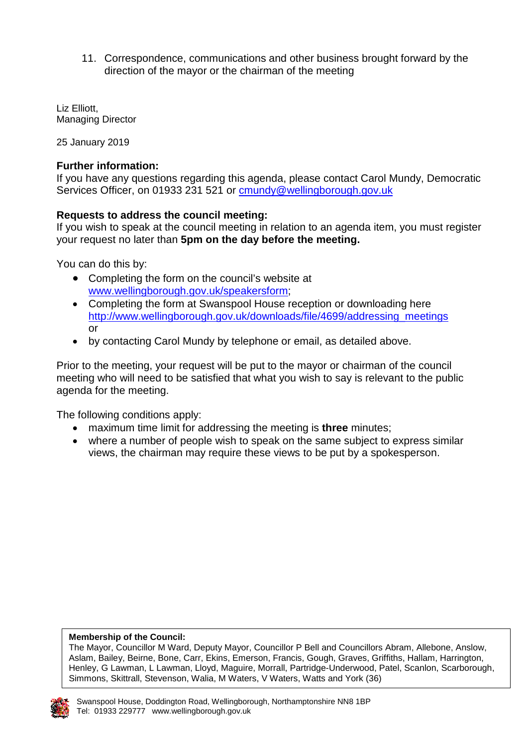11. Correspondence, communications and other business brought forward by the direction of the mayor or the chairman of the meeting

Liz Elliott,
Managing Director

25 January 2019

**Further information:**
If you have any questions regarding this agenda, please contact Carol Mundy, Democratic Services Officer, on 01933 231 521 or cmundy@wellingborough.gov.uk

**Requests to address the council meeting:**
If you wish to speak at the council meeting in relation to an agenda item, you must register your request no later than **5pm on the day before the meeting.**

You can do this by:

- Completing the form on the council's website at www.wellingborough.gov.uk/speakersform;
- Completing the form at Swanspool House reception or downloading here http://www.wellingborough.gov.uk/downloads/file/4699/addressing_meetings or
- by contacting Carol Mundy by telephone or email, as detailed above.

Prior to the meeting, your request will be put to the mayor or chairman of the council meeting who will need to be satisfied that what you wish to say is relevant to the public agenda for the meeting.

The following conditions apply:

- maximum time limit for addressing the meeting is **three** minutes;
- where a number of people wish to speak on the same subject to express similar views, the chairman may require these views to be put by a spokesperson.

**Membership of the Council:**
The Mayor, Councillor M Ward, Deputy Mayor, Councillor P Bell and Councillors Abram, Allebone, Anslow, Aslam, Bailey, Beirne, Bone, Carr, Ekins, Emerson, Francis, Gough, Graves, Griffiths, Hallam, Harrington, Henley, G Lawman, L Lawman, Lloyd, Maguire, Morrall, Partridge-Underwood, Patel, Scanlon, Scarborough, Simmons, Skittrall, Stevenson, Walia, M Waters, V Waters, Watts and York (36)

Swanspool House, Doddington Road, Wellingborough, Northamptonshire NN8 1BP
Tel: 01933 229777 www.wellingborough.gov.uk